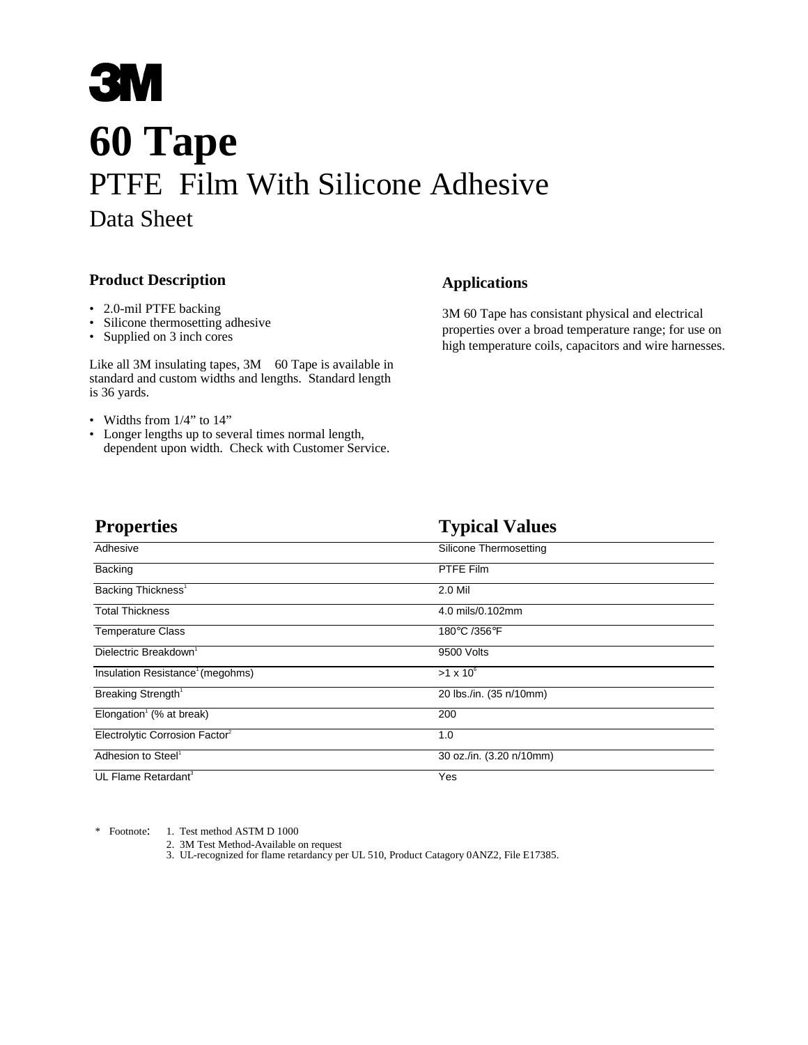# 3M

# 60 Tape

## PTFE Film With Silicone Adhesive

### Data Sheet

### Product Description

- 2.0-mil PTFE backing
- Silicone thermosetting adhesive
- Supplied on 3 inch cores

Like all 3M insulating tapes, 3M 60 Tape is available in standard and custom widths and lengths. Standard length is 36 yards.

- Widths from 1/4" to 14"
- Longer lengths up to several times normal length, dependent upon width. Check with Customer Service.

### Applications

3M 60 Tape has consistant physical and electrical properties over a broad temperature range; for use on high temperature coils, capacitors and wire harnesses.

| Properties | Typical Values |
|---|---|
| Adhesive | Silicone Thermosetting |
| Backing | PTFE Film |
| Backing Thickness[1] | 2.0 Mil |
| Total Thickness | 4.0 mils/0.102mm |
| Temperature Class | 180°C /356°F |
| Dielectric Breakdown[1] | 9500 Volts |
| Insulation Resistance[1] (megohms) | >1 x $10^6$ |
| Breaking Strength[1] | 20 lbs./in. (35 n/10mm) |
| Elongation[1] (% at break) | 200 |
| Electrolytic Corrosion Factor[2] | 1.0 |
| Adhesion to Steel[1] | 30 oz./in. (3.20 n/10mm) |
| UL Flame Retardant[3] | Yes |

\* Footnote:
1. Test method ASTM D 1000
2. 3M Test Method-Available on request
3. UL-recognized for flame retardancy per UL 510, Product Catagory 0ANZ2, File E17385.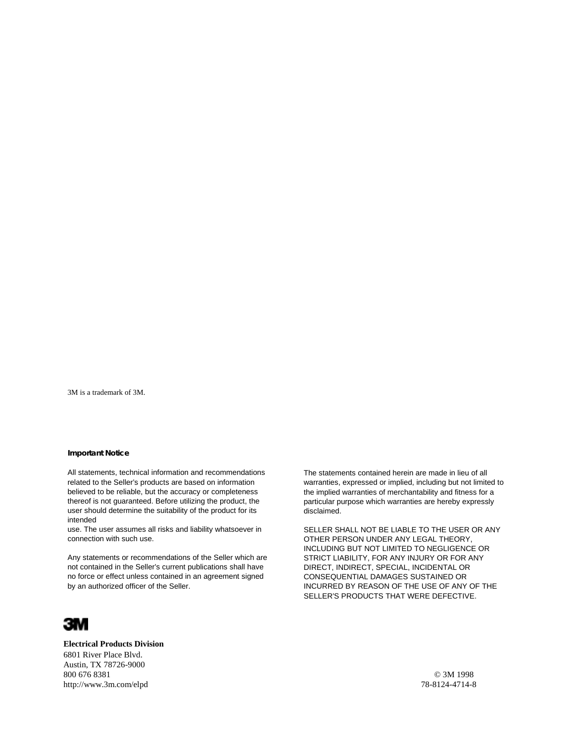3M is a trademark of 3M.

**Important Notice**

All statements, technical information and recommendations related to the Seller's products are based on information believed to be reliable, but the accuracy or completeness thereof is not guaranteed. Before utilizing the product, the user should determine the suitability of the product for its intended use. The user assumes all risks and liability whatsoever in connection with such use.

Any statements or recommendations of the Seller which are not contained in the Seller's current publications shall have no force or effect unless contained in an agreement signed by an authorized officer of the Seller.

The statements contained herein are made in lieu of all warranties, expressed or implied, including but not limited to the implied warranties of merchantability and fitness for a particular purpose which warranties are hereby expressly disclaimed.

SELLER SHALL NOT BE LIABLE TO THE USER OR ANY OTHER PERSON UNDER ANY LEGAL THEORY, INCLUDING BUT NOT LIMITED TO NEGLIGENCE OR STRICT LIABILITY, FOR ANY INJURY OR FOR ANY DIRECT, INDIRECT, SPECIAL, INCIDENTAL OR CONSEQUENTIAL DAMAGES SUSTAINED OR INCURRED BY REASON OF THE USE OF ANY OF THE SELLER'S PRODUCTS THAT WERE DEFECTIVE.

3M

**Electrical Products Division**
6801 River Place Blvd.
Austin, TX 78726-9000
800 676 8381
http://www.3m.com/elpd

© 3M 1998
78-8124-4714-8